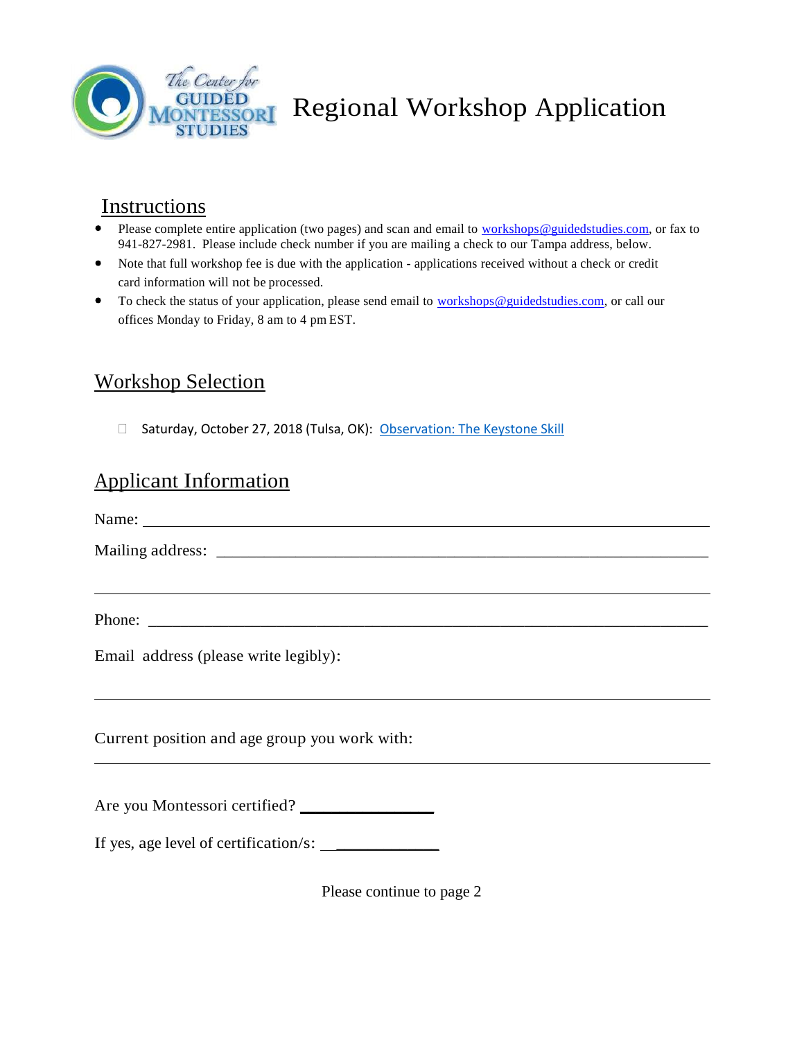# Regional Workshop Application

## Instructions

- Please complete entire application (two pages) and scan and email to workshops@guidedstudies.com, or fax to 941-827-2981. Please include check number if you are mailing a check to our Tampa address, below.
- Note that full workshop fee is due with the application - applications received without a check or credit card information will not be processed.
- To check the status of your application, please send email to workshops@guidedstudies.com, or call our offices Monday to Friday, 8 am to 4 pm EST.

## Workshop Selection

- ☐ Saturday, October 27, 2018 (Tulsa, OK): Observation: The Keystone Skill

## Applicant Information

Name: ______________________________________________________________________

Mailing address: ______________________________________________________________

______________________________________________________________________________

Phone: _______________________________________________________________________

Email address (please write legibly):

______________________________________________________________________________

Current position and age group you work with:

______________________________________________________________________________

Are you Montessori certified? _______________

If yes, age level of certification/s: _______________

Please continue to page 2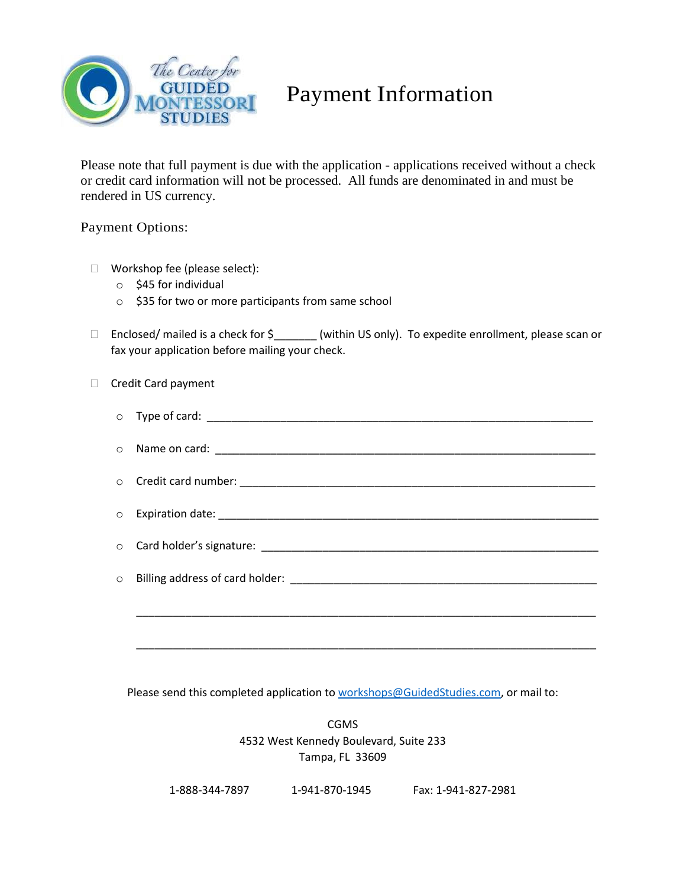The Center for GUIDED MONTESSORI STUDIES

# Payment Information

Please note that full payment is due with the application - applications received without a check or credit card information will not be processed. All funds are denominated in and must be rendered in US currency.

Payment Options:

- ☐ Workshop fee (please select):
  - $45 for individual
  - $35 for two or more participants from same school

- ☐ Enclosed/ mailed is a check for $_______ (within US only). To expedite enrollment, please scan or fax your application before mailing your check.

- ☐ Credit Card payment
  - Type of card: ______________________________________________________________
  - Name on card: ______________________________________________________________
  - Credit card number: _________________________________________________________
  - Expiration date: ____________________________________________________________
  - Card holder's signature: _____________________________________________________
  - Billing address of card holder: ________________________________________________

    ____________________________________________________________________________

    ____________________________________________________________________________

Please send this completed application to workshops@GuidedStudies.com, or mail to:

CGMS
4532 West Kennedy Boulevard, Suite 233
Tampa, FL 33609

1-888-344-7897 1-941-870-1945 Fax: 1-941-827-2981